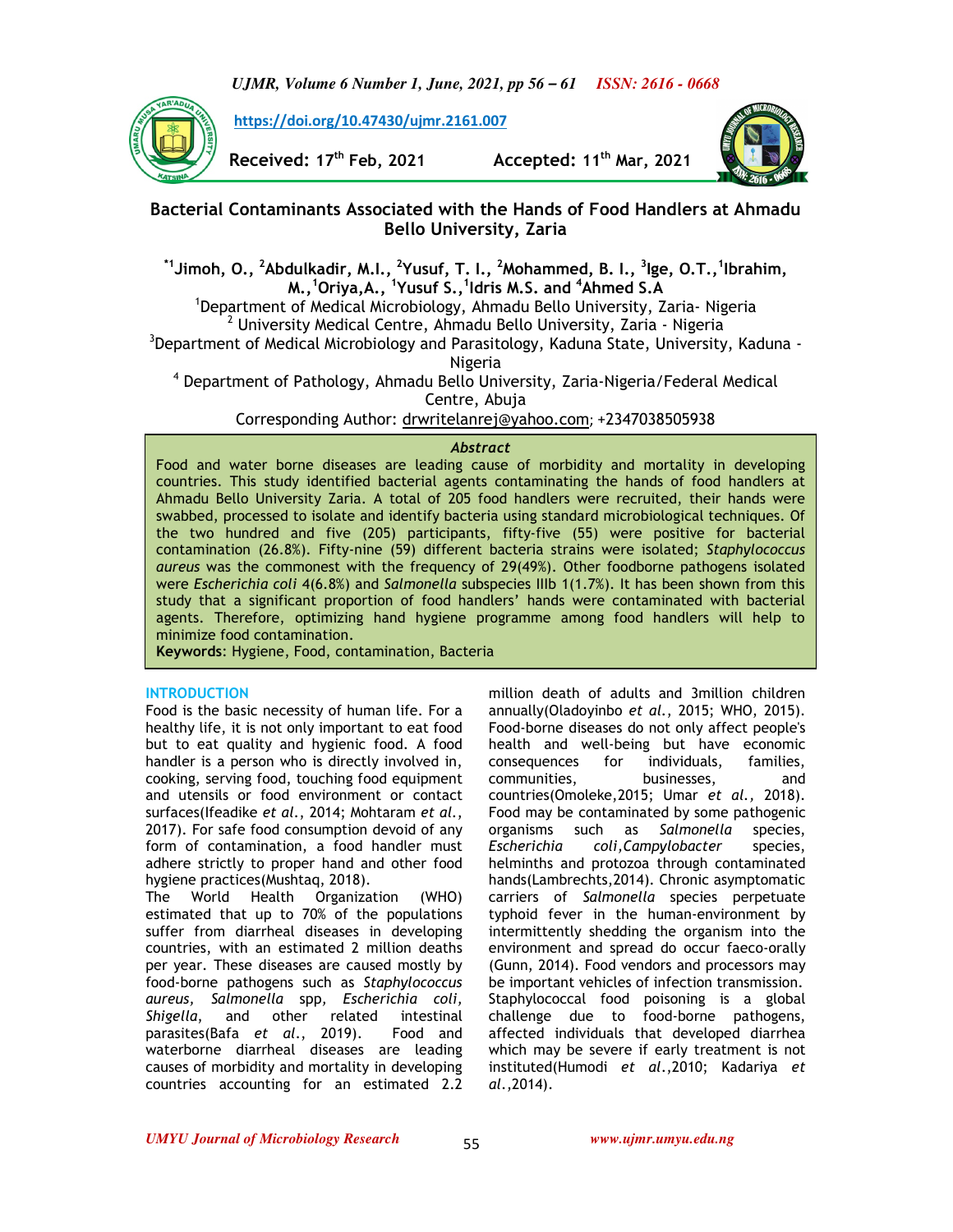https://doi.org/10.47430/ujmr.2161.007

**Received: 17th Feb, 2021** **Accepted: 11th Mar, 2021**

# Bacterial Contaminants Associated with the Hands of Food Handlers at Ahmadu Bello University, Zaria

**[*1]Jimoh, O., [2]Abdulkadir, M.I., [2]Yusuf, T. I., [2]Mohammed, B. I., [3]Ige, O.T.,[1]Ibrahim, M.,[1]Oriya,A., [1]Yusuf S.,[1]Idris M.S. and [4]Ahmed S.A**

[1]Department of Medical Microbiology, Ahmadu Bello University, Zaria- Nigeria
[2] University Medical Centre, Ahmadu Bello University, Zaria - Nigeria
[3]Department of Medical Microbiology and Parasitology, Kaduna State, University, Kaduna - Nigeria
[4] Department of Pathology, Ahmadu Bello University, Zaria-Nigeria/Federal Medical Centre, Abuja

Corresponding Author: drwritelanrej@yahoo.com; +2347038505938

## *Abstract*

Food and water borne diseases are leading cause of morbidity and mortality in developing countries. This study identified bacterial agents contaminating the hands of food handlers at Ahmadu Bello University Zaria. A total of 205 food handlers were recruited, their hands were swabbed, processed to isolate and identify bacteria using standard microbiological techniques. Of the two hundred and five (205) participants, fifty-five (55) were positive for bacterial contamination (26.8%). Fifty-nine (59) different bacteria strains were isolated; *Staphylococcus aureus* was the commonest with the frequency of 29(49%). Other foodborne pathogens isolated were *Escherichia coli* 4(6.8%) and *Salmonella* subspecies IIIb 1(1.7%). It has been shown from this study that a significant proportion of food handlers' hands were contaminated with bacterial agents. Therefore, optimizing hand hygiene programme among food handlers will help to minimize food contamination.

**Keywords**: Hygiene, Food, contamination, Bacteria

## INTRODUCTION

Food is the basic necessity of human life. For a healthy life, it is not only important to eat food but to eat quality and hygienic food. A food handler is a person who is directly involved in, cooking, serving food, touching food equipment and utensils or food environment or contact surfaces(Ifeadike *et al*., 2014; Mohtaram *et al*., 2017). For safe food consumption devoid of any form of contamination, a food handler must adhere strictly to proper hand and other food hygiene practices(Mushtaq, 2018).

The World Health Organization (WHO) estimated that up to 70% of the populations suffer from diarrheal diseases in developing countries, with an estimated 2 million deaths per year. These diseases are caused mostly by food-borne pathogens such as *Staphylococcus aureus, Salmonella* spp*, Escherichia coli, Shigella*, and other related intestinal parasites(Bafa *et al*., 2019). Food and waterborne diarrheal diseases are leading causes of morbidity and mortality in developing countries accounting for an estimated 2.2 million death of adults and 3million children annually(Oladoyinbo *et al.*, 2015; WHO, 2015). Food-borne diseases do not only affect people's health and well-being but have economic consequences for individuals, families, communities, businesses, and countries(Omoleke,2015; Umar *et al.,* 2018). Food may be contaminated by some pathogenic organisms such as *Salmonella* species, *Escherichia coli*,*Campylobacter* species, helminths and protozoa through contaminated hands(Lambrechts,2014). Chronic asymptomatic carriers of *Salmonella* species perpetuate typhoid fever in the human-environment by intermittently shedding the organism into the environment and spread do occur faeco-orally (Gunn, 2014). Food vendors and processors may be important vehicles of infection transmission. Staphylococcal food poisoning is a global challenge due to food-borne pathogens, affected individuals that developed diarrhea which may be severe if early treatment is not instituted(Humodi *et al*.,2010; Kadariya *et al*.,2014).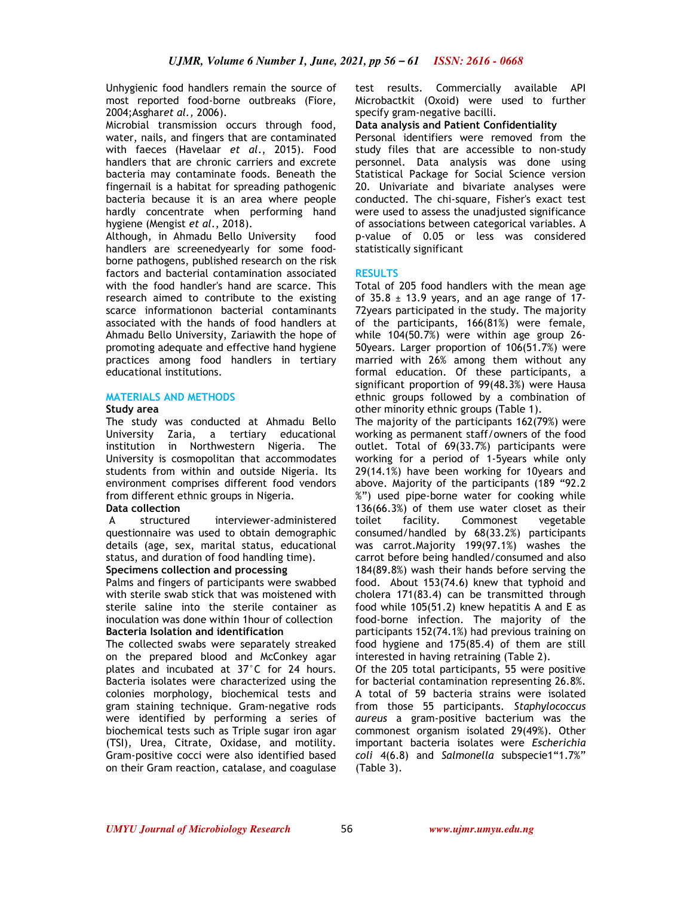Unhygienic food handlers remain the source of most reported food-borne outbreaks (Fiore, 2004;Asghar*et al.*, 2006).

Microbial transmission occurs through food, water, nails, and fingers that are contaminated with faeces (Havelaar *et al*., 2015). Food handlers that are chronic carriers and excrete bacteria may contaminate foods. Beneath the fingernail is a habitat for spreading pathogenic bacteria because it is an area where people hardly concentrate when performing hand hygiene (Mengist *et al*., 2018).

Although, in Ahmadu Bello University food handlers are screenedyearly for some food-borne pathogens, published research on the risk factors and bacterial contamination associated with the food handler's hand are scarce. This research aimed to contribute to the existing scarce informationon bacterial contaminants associated with the hands of food handlers at Ahmadu Bello University, Zariawith the hope of promoting adequate and effective hand hygiene practices among food handlers in tertiary educational institutions.

## MATERIALS AND METHODS

### Study area

The study was conducted at Ahmadu Bello University Zaria, a tertiary educational institution in Northwestern Nigeria. The University is cosmopolitan that accommodates students from within and outside Nigeria. Its environment comprises different food vendors from different ethnic groups in Nigeria.

### Data collection

A structured interviewer-administered questionnaire was used to obtain demographic details (age, sex, marital status, educational status, and duration of food handling time).

### Specimens collection and processing

Palms and fingers of participants were swabbed with sterile swab stick that was moistened with sterile saline into the sterile container as inoculation was done within 1hour of collection

### Bacteria Isolation and identification

The collected swabs were separately streaked on the prepared blood and McConkey agar plates and incubated at 37°C for 24 hours. Bacteria isolates were characterized using the colonies morphology, biochemical tests and gram staining technique. Gram-negative rods were identified by performing a series of biochemical tests such as Triple sugar iron agar (TSI), Urea, Citrate, Oxidase, and motility. Gram-positive cocci were also identified based on their Gram reaction, catalase, and coagulase test results. Commercially available API Microbactkit (Oxoid) were used to further specify gram-negative bacilli.

### Data analysis and Patient Confidentiality

Personal identifiers were removed from the study files that are accessible to non-study personnel. Data analysis was done using Statistical Package for Social Science version 20. Univariate and bivariate analyses were conducted. The chi-square, Fisher's exact test were used to assess the unadjusted significance of associations between categorical variables. A p-value of 0.05 or less was considered statistically significant

## RESULTS

Total of 205 food handlers with the mean age of 35.8 ± 13.9 years, and an age range of 17-72years participated in the study. The majority of the participants, 166(81%) were female, while 104(50.7%) were within age group 26-50years. Larger proportion of 106(51.7%) were married with 26% among them without any formal education. Of these participants, a significant proportion of 99(48.3%) were Hausa ethnic groups followed by a combination of other minority ethnic groups (Table 1).

The majority of the participants 162(79%) were working as permanent staff/owners of the food outlet. Total of 69(33.7%) participants were working for a period of 1-5years while only 29(14.1%) have been working for 10years and above. Majority of the participants (189 "92.2 %") used pipe-borne water for cooking while 136(66.3%) of them use water closet as their toilet facility. Commonest vegetable consumed/handled by 68(33.2%) participants was carrot.Majority 199(97.1%) washes the carrot before being handled/consumed and also 184(89.8%) wash their hands before serving the food. About 153(74.6) knew that typhoid and cholera 171(83.4) can be transmitted through food while 105(51.2) knew hepatitis A and E as food-borne infection. The majority of the participants 152(74.1%) had previous training on food hygiene and 175(85.4) of them are still interested in having retraining (Table 2).

Of the 205 total participants, 55 were positive for bacterial contamination representing 26.8%. A total of 59 bacteria strains were isolated from those 55 participants. *Staphylococcus aureus* a gram-positive bacterium was the commonest organism isolated 29(49%). Other important bacteria isolates were *Escherichia coli* 4(6.8) and *Salmonella* subspecie1"1.7%" (Table 3).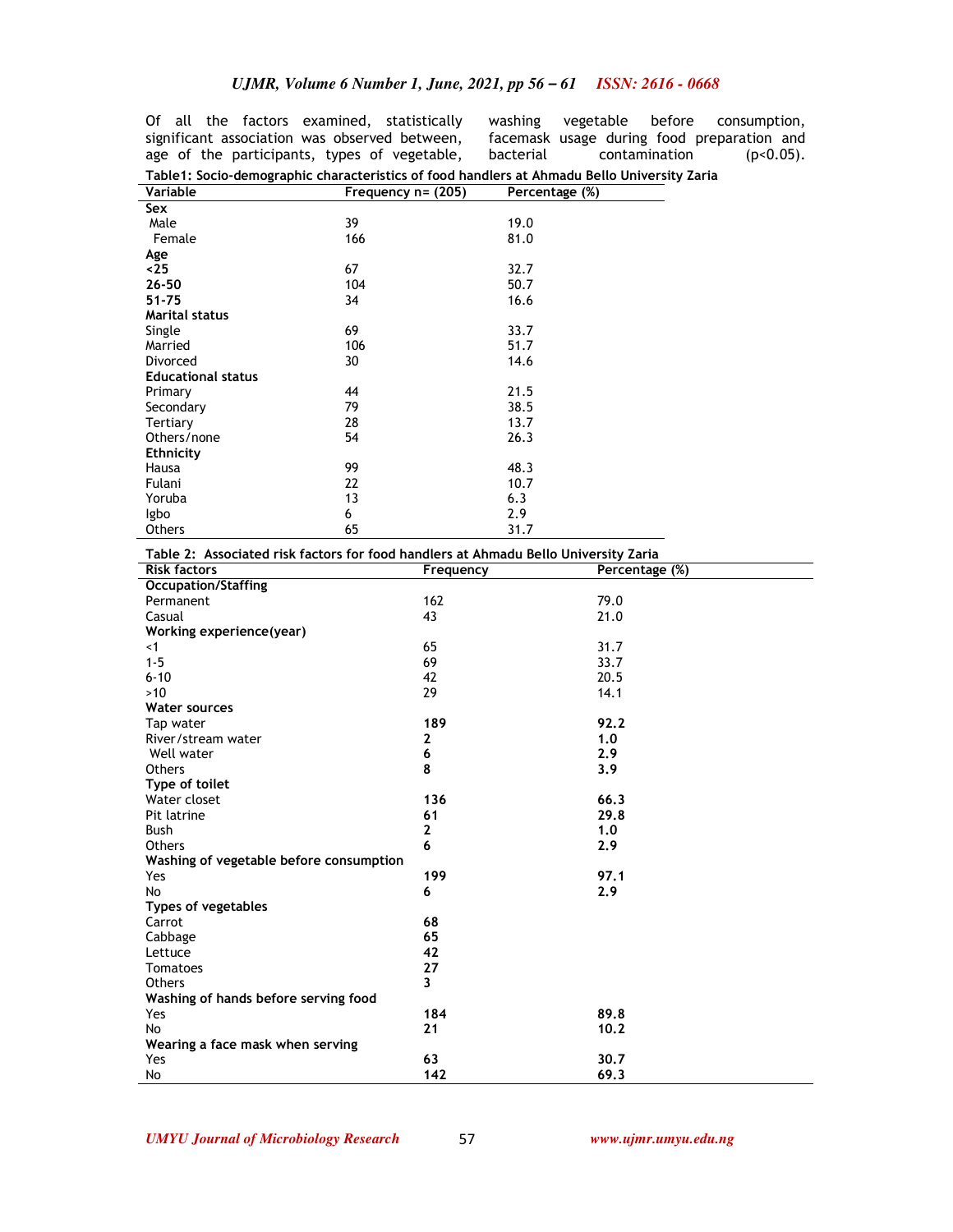Of all the factors examined, statistically significant association was observed between, age of the participants, types of vegetable, washing vegetable before consumption, facemask usage during food preparation and bacterial contamination ($p<0.05$).

**Table1: Socio-demographic characteristics of food handlers at Ahmadu Bello University Zaria**

| Variable | Frequency n= (205) | Percentage (%) |
|---|---|---|
| **Sex** | | |
| Male | 39 | 19.0 |
| Female | 166 | 81.0 |
| **Age** | | |
| **<25** | 67 | 32.7 |
| **26-50** | 104 | 50.7 |
| **51-75** | 34 | 16.6 |
| **Marital status** | | |
| Single | 69 | 33.7 |
| Married | 106 | 51.7 |
| Divorced | 30 | 14.6 |
| **Educational status** | | |
| Primary | 44 | 21.5 |
| Secondary | 79 | 38.5 |
| Tertiary | 28 | 13.7 |
| Others/none | 54 | 26.3 |
| **Ethnicity** | | |
| Hausa | 99 | 48.3 |
| Fulani | 22 | 10.7 |
| Yoruba | 13 | 6.3 |
| Igbo | 6 | 2.9 |
| Others | 65 | 31.7 |

**Table 2: Associated risk factors for food handlers at Ahmadu Bello University Zaria**

| Risk factors | Frequency | Percentage (%) |
|---|---|---|
| **Occupation/Staffing** | | |
| Permanent | 162 | 79.0 |
| Casual | 43 | 21.0 |
| **Working experience(year)** | | |
| <1 | 65 | 31.7 |
| 1-5 | 69 | 33.7 |
| 6-10 | 42 | 20.5 |
| >10 | 29 | 14.1 |
| **Water sources** | | |
| Tap water | **189** | **92.2** |
| River/stream water | **2** | **1.0** |
| Well water | **6** | **2.9** |
| Others | **8** | **3.9** |
| **Type of toilet** | | |
| Water closet | **136** | **66.3** |
| Pit latrine | **61** | **29.8** |
| Bush | **2** | **1.0** |
| Others | **6** | **2.9** |
| **Washing of vegetable before consumption** | | |
| Yes | **199** | **97.1** |
| No | **6** | **2.9** |
| **Types of vegetables** | | |
| Carrot | **68** | |
| Cabbage | **65** | |
| Lettuce | **42** | |
| Tomatoes | **27** | |
| Others | **3** | |
| **Washing of hands before serving food** | | |
| Yes | **184** | **89.8** |
| No | **21** | **10.2** |
| **Wearing a face mask when serving** | | |
| Yes | **63** | **30.7** |
| No | **142** | **69.3** |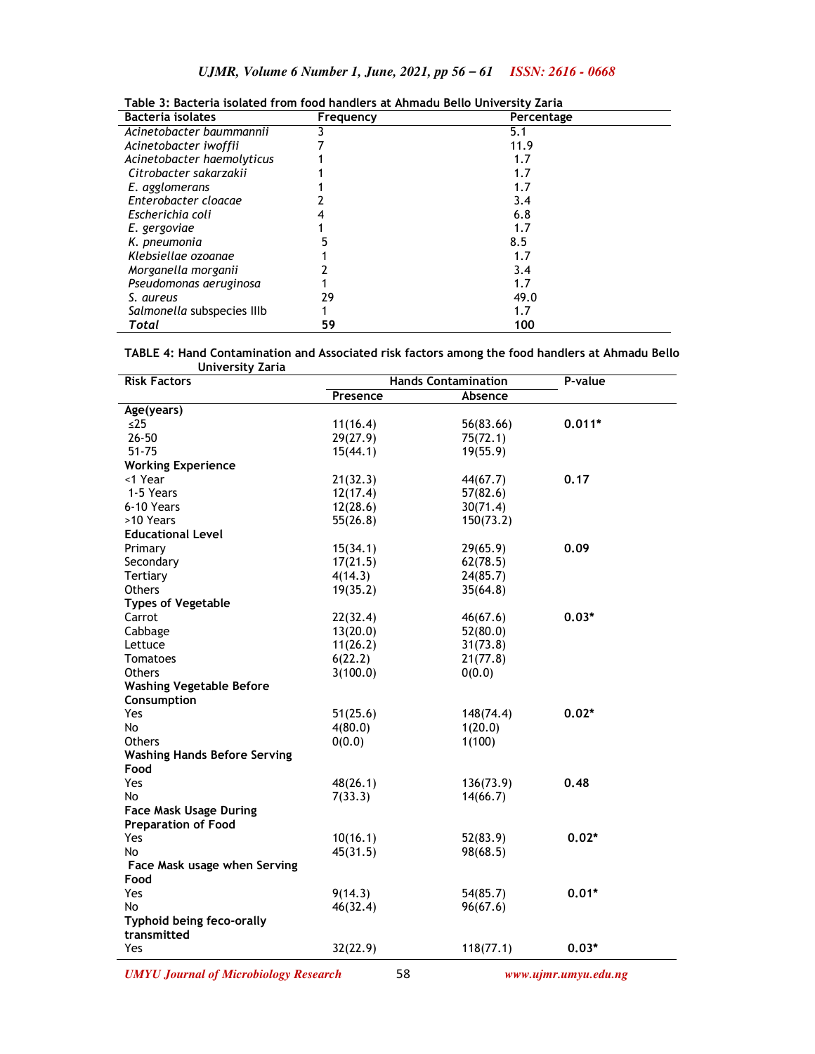**Table 3: Bacteria isolated from food handlers at Ahmadu Bello University Zaria**

| Bacteria isolates | Frequency | Percentage |
|---|---|---|
| *Acinetobacter baummannii* | 3 | 5.1 |
| *Acinetobacter iwoffii* | 7 | 11.9 |
| *Acinetobacter haemolyticus* | 1 | 1.7 |
| *Citrobacter sakarzakii* | 1 | 1.7 |
| *E. agglomerans* | 1 | 1.7 |
| *Enterobacter cloacae* | 2 | 3.4 |
| *Escherichia coli* | 4 | 6.8 |
| *E. gergoviae* | 1 | 1.7 |
| *K. pneumonia* | 5 | 8.5 |
| *Klebsiellae ozoanae* | 1 | 1.7 |
| *Morganella morganii* | 2 | 3.4 |
| *Pseudomonas aeruginosa* | 1 | 1.7 |
| *S. aureus* | 29 | 49.0 |
| *Salmonella* subspecies IIIb | 1 | 1.7 |
| ***Total*** | **59** | **100** |

**TABLE 4: Hand Contamination and Associated risk factors among the food handlers at Ahmadu Bello University Zaria**

| Risk Factors | Hands Contamination | | P-value |
|---|---|---|---|
| | Presence | Absence | |
| **Age(years)** | | | |
| ≤25 | 11(16.4) | 56(83.66) | **0.011*** |
| 26-50 | 29(27.9) | 75(72.1) | |
| 51-75 | 15(44.1) | 19(55.9) | |
| **Working Experience** | | | |
| <1 Year | 21(32.3) | 44(67.7) | **0.17** |
| 1-5 Years | 12(17.4) | 57(82.6) | |
| 6-10 Years | 12(28.6) | 30(71.4) | |
| >10 Years | 55(26.8) | 150(73.2) | |
| **Educational Level** | | | |
| Primary | 15(34.1) | 29(65.9) | **0.09** |
| Secondary | 17(21.5) | 62(78.5) | |
| Tertiary | 4(14.3) | 24(85.7) | |
| Others | 19(35.2) | 35(64.8) | |
| **Types of Vegetable** | | | |
| Carrot | 22(32.4) | 46(67.6) | **0.03*** |
| Cabbage | 13(20.0) | 52(80.0) | |
| Lettuce | 11(26.2) | 31(73.8) | |
| Tomatoes | 6(22.2) | 21(77.8) | |
| Others | 3(100.0) | 0(0.0) | |
| **Washing Vegetable Before Consumption** | | | |
| Yes | 51(25.6) | 148(74.4) | **0.02*** |
| No | 4(80.0) | 1(20.0) | |
| Others | 0(0.0) | 1(100) | |
| **Washing Hands Before Serving Food** | | | |
| Yes | 48(26.1) | 136(73.9) | **0.48** |
| No | 7(33.3) | 14(66.7) | |
| **Face Mask Usage During Preparation of Food** | | | |
| Yes | 10(16.1) | 52(83.9) | **0.02*** |
| No | 45(31.5) | 98(68.5) | |
| **Face Mask usage when Serving Food** | | | |
| Yes | 9(14.3) | 54(85.7) | **0.01*** |
| No | 46(32.4) | 96(67.6) | |
| **Typhoid being feco-orally transmitted** | | | |
| Yes | 32(22.9) | 118(77.1) | **0.03*** |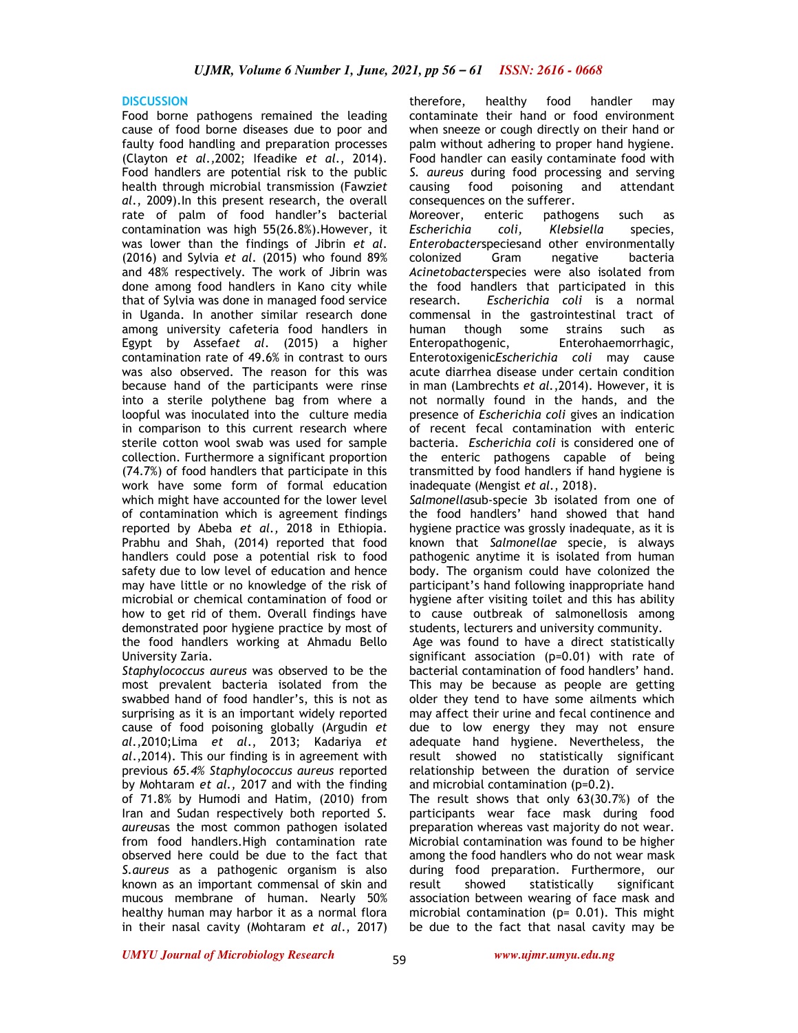## DISCUSSION

Food borne pathogens remained the leading cause of food borne diseases due to poor and faulty food handling and preparation processes (Clayton *et al.*,2002; Ifeadike *et al.*, 2014). Food handlers are potential risk to the public health through microbial transmission (Fawzi*et al.*, 2009).In this present research, the overall rate of palm of food handler's bacterial contamination was high 55(26.8%).However, it was lower than the findings of Jibrin *et al.* (2016) and Sylvia *et al.* (2015) who found 89% and 48% respectively. The work of Jibrin was done among food handlers in Kano city while that of Sylvia was done in managed food service in Uganda. In another similar research done among university cafeteria food handlers in Egypt by Assefa*et al*. (2015) a higher contamination rate of 49.6% in contrast to ours was also observed. The reason for this was because hand of the participants were rinse into a sterile polythene bag from where a loopful was inoculated into the culture media in comparison to this current research where sterile cotton wool swab was used for sample collection. Furthermore a significant proportion (74.7%) of food handlers that participate in this work have some form of formal education which might have accounted for the lower level of contamination which is agreement findings reported by Abeba *et al.,* 2018 in Ethiopia. Prabhu and Shah, (2014) reported that food handlers could pose a potential risk to food safety due to low level of education and hence may have little or no knowledge of the risk of microbial or chemical contamination of food or how to get rid of them. Overall findings have demonstrated poor hygiene practice by most of the food handlers working at Ahmadu Bello University Zaria.

*Staphylococcus aureus* was observed to be the most prevalent bacteria isolated from the swabbed hand of food handler's, this is not as surprising as it is an important widely reported cause of food poisoning globally (Argudin *et al.*,2010;Lima *et al.*, 2013; Kadariya *et al.*,2014). This our finding is in agreement with previous *65.4% Staphylococcus aureus* reported by Mohtaram *et al.,* 2017 and with the finding of 71.8% by Humodi and Hatim, (2010) from Iran and Sudan respectively both reported *S. aureus*as the most common pathogen isolated from food handlers.High contamination rate observed here could be due to the fact that *S.aureus* as a pathogenic organism is also known as an important commensal of skin and mucous membrane of human. Nearly 50% healthy human may harbor it as a normal flora in their nasal cavity (Mohtaram *et al.,* 2017) therefore, healthy food handler may contaminate their hand or food environment when sneeze or cough directly on their hand or palm without adhering to proper hand hygiene. Food handler can easily contaminate food with *S. aureus* during food processing and serving causing food poisoning and attendant consequences on the sufferer.

Moreover, enteric pathogens such as *Escherichia coli, Klebsiella* species, *Enterobacter*speciesand other environmentally colonized Gram negative bacteria *Acinetobacter*species were also isolated from the food handlers that participated in this research. *Escherichia coli* is a normal commensal in the gastrointestinal tract of human though some strains such as Enteropathogenic, Enterohaemorrhagic, Enterotoxigenic*Escherichia coli* may cause acute diarrhea disease under certain condition in man (Lambrechts *et al.*,2014). However, it is not normally found in the hands, and the presence of *Escherichia coli* gives an indication of recent fecal contamination with enteric bacteria. *Escherichia coli* is considered one of the enteric pathogens capable of being transmitted by food handlers if hand hygiene is inadequate (Mengist *et al.*, 2018).

*Salmonella*sub-specie 3b isolated from one of the food handlers' hand showed that hand hygiene practice was grossly inadequate, as it is known that *Salmonellae* specie, is always pathogenic anytime it is isolated from human body. The organism could have colonized the participant's hand following inappropriate hand hygiene after visiting toilet and this has ability to cause outbreak of salmonellosis among students, lecturers and university community.

Age was found to have a direct statistically significant association (p=0.01) with rate of bacterial contamination of food handlers' hand. This may be because as people are getting older they tend to have some ailments which may affect their urine and fecal continence and due to low energy they may not ensure adequate hand hygiene. Nevertheless, the result showed no statistically significant relationship between the duration of service and microbial contamination (p=0.2).

The result shows that only 63(30.7%) of the participants wear face mask during food preparation whereas vast majority do not wear. Microbial contamination was found to be higher among the food handlers who do not wear mask during food preparation. Furthermore, our result showed statistically significant association between wearing of face mask and microbial contamination (p= 0.01). This might be due to the fact that nasal cavity may be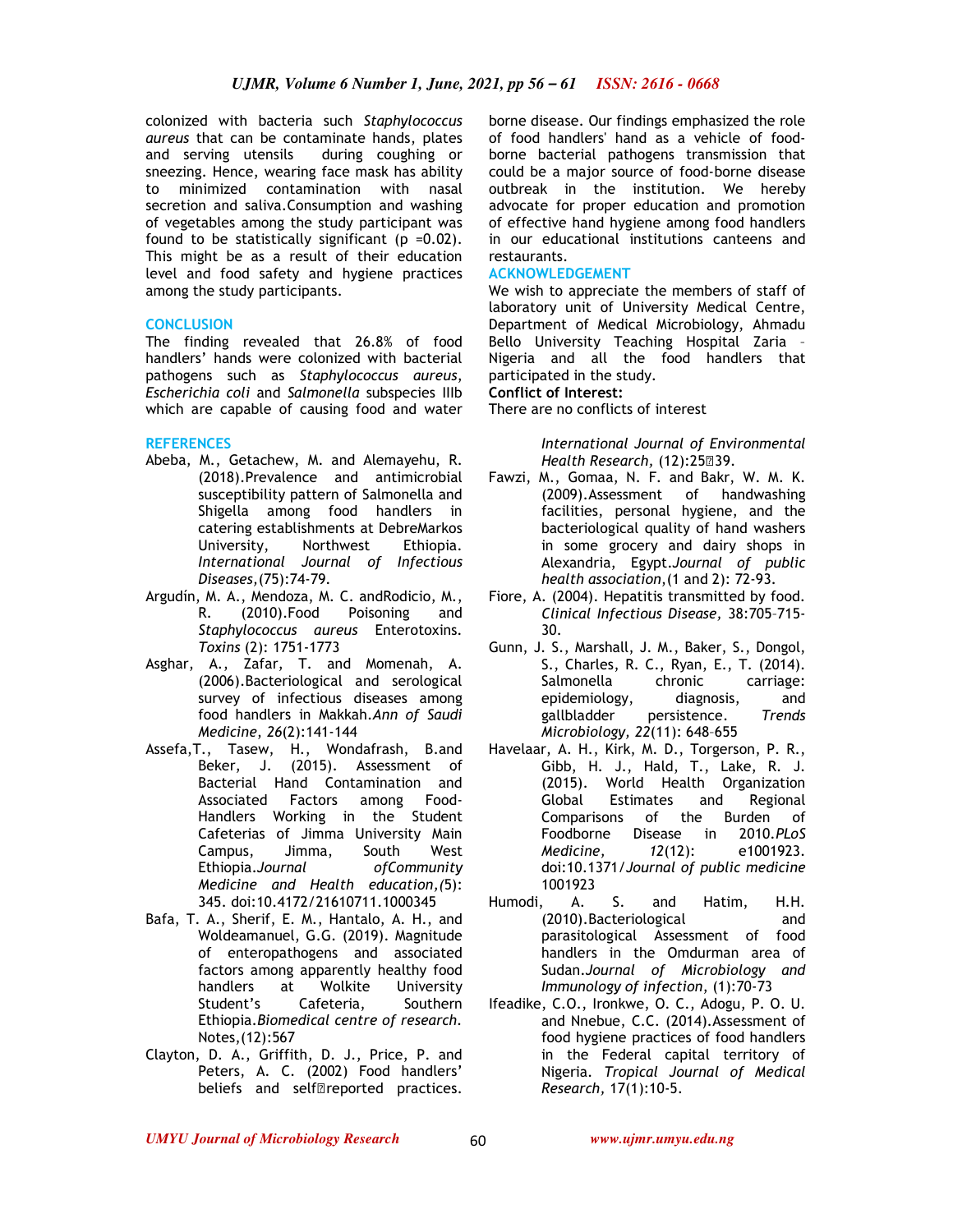colonized with bacteria such *Staphylococcus aureus* that can be contaminate hands, plates and serving utensils during coughing or sneezing. Hence, wearing face mask has ability to minimized contamination with nasal secretion and saliva.Consumption and washing of vegetables among the study participant was found to be statistically significant (p =0.02). This might be as a result of their education level and food safety and hygiene practices among the study participants.

## CONCLUSION

The finding revealed that 26.8% of food handlers' hands were colonized with bacterial pathogens such as *Staphylococcus aureus*, *Escherichia coli* and *Salmonella* subspecies IIIb which are capable of causing food and water borne disease. Our findings emphasized the role of food handlers' hand as a vehicle of food-borne bacterial pathogens transmission that could be a major source of food-borne disease outbreak in the institution. We hereby advocate for proper education and promotion of effective hand hygiene among food handlers in our educational institutions canteens and restaurants.

## ACKNOWLEDGEMENT

We wish to appreciate the members of staff of laboratory unit of University Medical Centre, Department of Medical Microbiology, Ahmadu Bello University Teaching Hospital Zaria – Nigeria and all the food handlers that participated in the study.

**Conflict of Interest:**

There are no conflicts of interest

## REFERENCES

Abeba, M., Getachew, M. and Alemayehu, R. (2018).Prevalence and antimicrobial susceptibility pattern of Salmonella and Shigella among food handlers in catering establishments at DebreMarkos University, Northwest Ethiopia. *International Journal of Infectious Diseases*,(75):74-79.

Argudín, M. A., Mendoza, M. C. andRodicio, M., R. (2010).Food Poisoning and *Staphylococcus aureus* Enterotoxins. *Toxins* (2): 1751-1773

Asghar, A., Zafar, T. and Momenah, A. (2006).Bacteriological and serological survey of infectious diseases among food handlers in Makkah.*Ann of Saudi Medicine*, *26*(2):141-144

Assefa,T., Tasew, H., Wondafrash, B.and Beker, J. (2015). Assessment of Bacterial Hand Contamination and Associated Factors among Food-Handlers Working in the Student Cafeterias of Jimma University Main Campus, Jimma, South West Ethiopia.*Journal ofCommunity Medicine and Health education,(*5): 345. doi:10.4172/21610711.1000345

Bafa, T. A., Sherif, E. M., Hantalo, A. H., and Woldeamanuel, G.G. (2019). Magnitude of enteropathogens and associated factors among apparently healthy food handlers at Wolkite University Student's Cafeteria, Southern Ethiopia.*Biomedical centre of research*. Notes,(12):567

Clayton, D. A., Griffith, D. J., Price, P. and Peters, A. C. (2002) Food handlers' beliefs and self‐reported practices. *International Journal of Environmental Health Research,* (12):25‐39.

Fawzi, M., Gomaa, N. F. and Bakr, W. M. K. (2009).Assessment of handwashing facilities, personal hygiene, and the bacteriological quality of hand washers in some grocery and dairy shops in Alexandria, Egypt.*Journal of public health association,*(1 and 2): 72-93.

Fiore, A. (2004). Hepatitis transmitted by food. *Clinical Infectious Disease,* 38:705–715-30.

Gunn, J. S., Marshall, J. M., Baker, S., Dongol, S., Charles, R. C., Ryan, E., T. (2014). Salmonella chronic carriage: epidemiology, diagnosis, and gallbladder persistence. *Trends Microbiology, 22*(11): 648–655

Havelaar, A. H., Kirk, M. D., Torgerson, P. R., Gibb, H. J., Hald, T., Lake, R. J. (2015). World Health Organization Global Estimates and Regional Comparisons of the Burden of Foodborne Disease in 2010.*PLoS Medicine, 12*(12): e1001923. doi:10.1371/*Journal of public medicine* 1001923

Humodi, A. S. and Hatim, H.H. (2010).Bacteriological and parasitological Assessment of food handlers in the Omdurman area of Sudan.*Journal of Microbiology and Immunology of infection,* (1):70-73

Ifeadike, C.O., Ironkwe, O. C., Adogu, P. O. U. and Nnebue, C.C. (2014).Assessment of food hygiene practices of food handlers in the Federal capital territory of Nigeria. *Tropical Journal of Medical Research,* 17(1):10-5.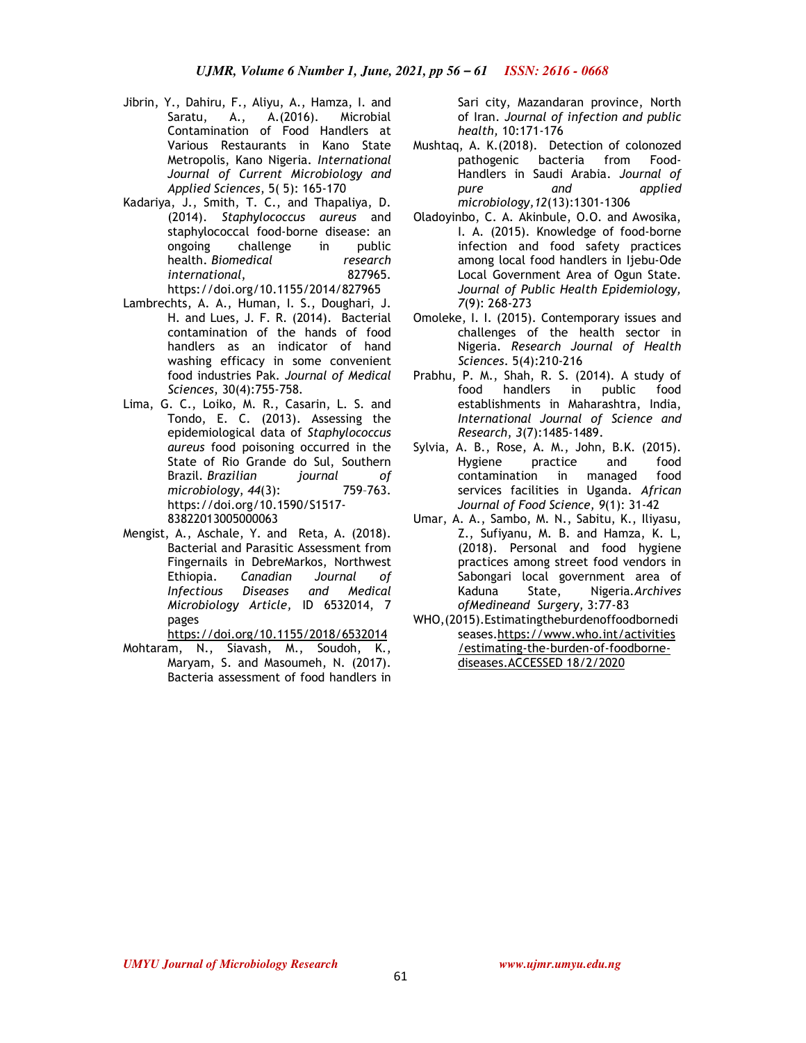Jibrin, Y., Dahiru, F., Aliyu, A., Hamza, I. and Saratu, A., A.(2016). Microbial Contamination of Food Handlers at Various Restaurants in Kano State Metropolis, Kano Nigeria. *International Journal of Current Microbiology and Applied Sciences*, 5( 5): 165-170

Kadariya, J., Smith, T. C., and Thapaliya, D. (2014). *Staphylococcus aureus* and staphylococcal food-borne disease: an ongoing challenge in public health. *Biomedical research international*, 827965. https://doi.org/10.1155/2014/827965

Lambrechts, A. A., Human, I. S., Doughari, J. H. and Lues, J. F. R. (2014). Bacterial contamination of the hands of food handlers as an indicator of hand washing efficacy in some convenient food industries Pak. *Journal of Medical Sciences*, 30(4):755-758.

Lima, G. C., Loiko, M. R., Casarin, L. S. and Tondo, E. C. (2013). Assessing the epidemiological data of *Staphylococcus aureus* food poisoning occurred in the State of Rio Grande do Sul, Southern Brazil. *Brazilian journal of microbiology*, *44*(3): 759–763. https://doi.org/10.1590/S1517-83822013005000063

Mengist, A., Aschale, Y. and Reta, A. (2018). Bacterial and Parasitic Assessment from Fingernails in DebreMarkos, Northwest Ethiopia. *Canadian Journal of Infectious Diseases and Medical Microbiology Article*, ID 6532014, 7 pages https://doi.org/10.1155/2018/6532014

Mohtaram, N., Siavash, M., Soudoh, K., Maryam, S. and Masoumeh, N. (2017). Bacteria assessment of food handlers in Sari city, Mazandaran province, North of Iran. *Journal of infection and public health*, 10:171-176

Mushtaq, A. K.(2018). Detection of colonozed pathogenic bacteria from Food-Handlers in Saudi Arabia. *Journal of pure and applied microbiology,12*(13):1301-1306

Oladoyinbo, C. A. Akinbule, O.O. and Awosika, I. A. (2015). Knowledge of food-borne infection and food safety practices among local food handlers in Ijebu-Ode Local Government Area of Ogun State. *Journal of Public Health Epidemiology, 7*(9): 268-273

Omoleke, I. I. (2015). Contemporary issues and challenges of the health sector in Nigeria. *Research Journal of Health Sciences*. 5(4):210-216

Prabhu, P. M., Shah, R. S. (2014). A study of food handlers in public food establishments in Maharashtra, India, *International Journal of Science and Research*, *3*(7):1485-1489.

Sylvia, A. B., Rose, A. M., John, B.K. (2015). Hygiene practice and food contamination in managed food services facilities in Uganda. *African Journal of Food Science, 9*(1): 31-42

Umar, A. A., Sambo, M. N., Sabitu, K., Iliyasu, Z., Sufiyanu, M. B. and Hamza, K. L, (2018). Personal and food hygiene practices among street food vendors in Sabongari local government area of Kaduna State, Nigeria.*Archives ofMedineand Surgery,* 3:77-83

WHO,(2015).Estimatingtheburdenoffoodbornediseases.https://www.who.int/activities/estimating-the-burden-of-foodborne-diseases.ACCESSED 18/2/2020